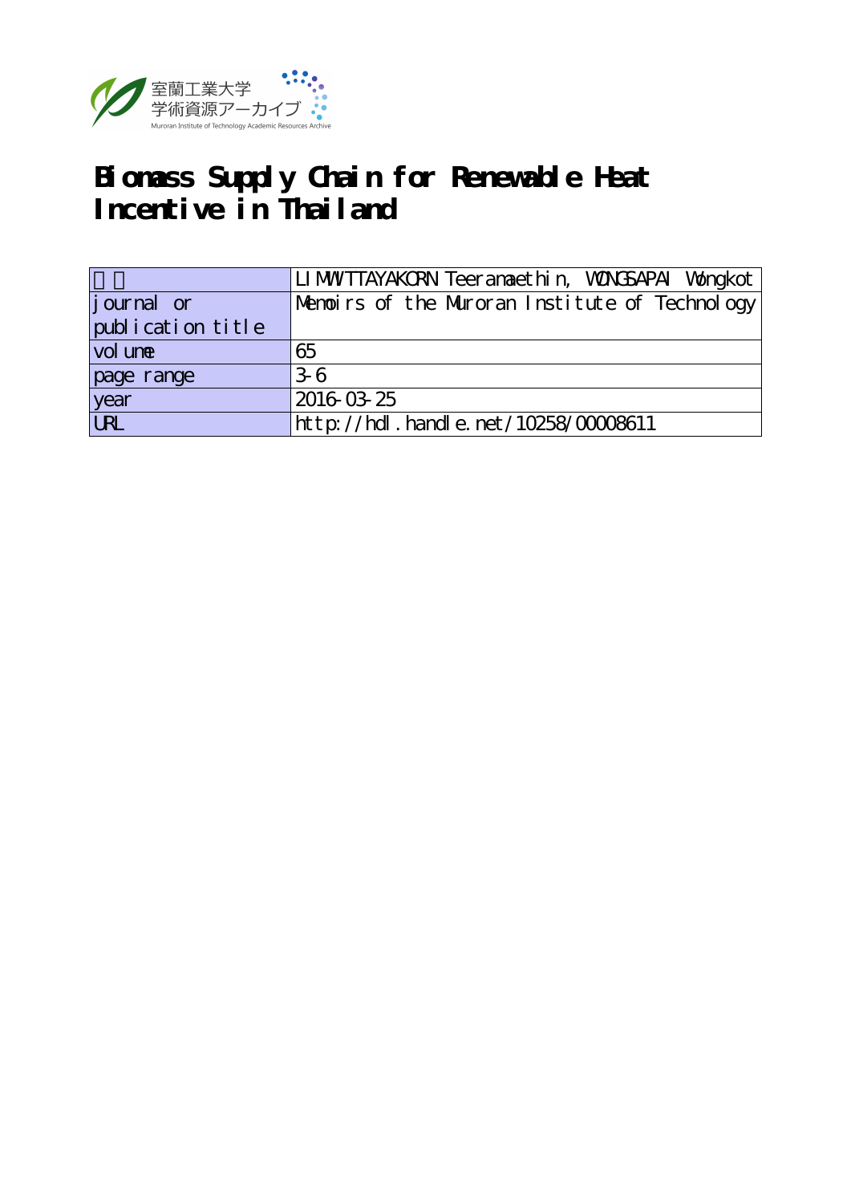室蘭工業大学
学術資源アーカイブ
Muroran Institute of Technology Academic Resources Archive

# Biomass Supply Chain for Renewable Heat Incentive in Thailand

| | |
|---|---|
| 著者 | LIMMITTAYAKORN Teeranaethin, WONGSAPAI Wongkot |
| journal or publication title | Memoirs of the Muroran Institute of Technology |
| volume | 65 |
| page range | 3-6 |
| year | 2016-03-25 |
| URL | http://hdl.handle.net/10258/00008611 |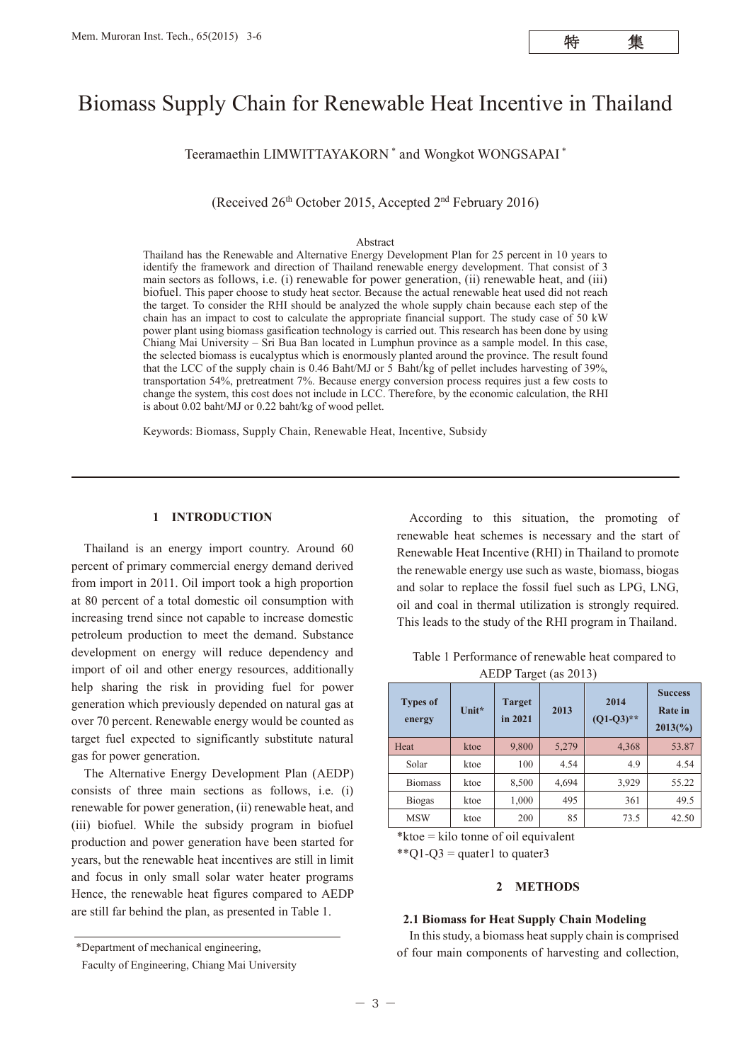# Biomass Supply Chain for Renewable Heat Incentive in Thailand

Teeramaethin LIMWITTAYAKORN [*] and Wongkot WONGSAPAI [*]

(Received 26th October 2015, Accepted 2nd February 2016)

Abstract

Thailand has the Renewable and Alternative Energy Development Plan for 25 percent in 10 years to identify the framework and direction of Thailand renewable energy development. That consist of 3 main sectors as follows, i.e. (i) renewable for power generation, (ii) renewable heat, and (iii) biofuel. This paper choose to study heat sector. Because the actual renewable heat used did not reach the target. To consider the RHI should be analyzed the whole supply chain because each step of the chain has an impact to cost to calculate the appropriate financial support. The study case of 50 kW power plant using biomass gasification technology is carried out. This research has been done by using Chiang Mai University – Sri Bua Ban located in Lumphun province as a sample model. In this case, the selected biomass is eucalyptus which is enormously planted around the province. The result found that the LCC of the supply chain is 0.46 Baht/MJ or 5 Baht/kg of pellet includes harvesting of 39%, transportation 54%, pretreatment 7%. Because energy conversion process requires just a few costs to change the system, this cost does not include in LCC. Therefore, by the economic calculation, the RHI is about 0.02 baht/MJ or 0.22 baht/kg of wood pellet.

Keywords: Biomass, Supply Chain, Renewable Heat, Incentive, Subsidy

## 1 INTRODUCTION

Thailand is an energy import country. Around 60 percent of primary commercial energy demand derived from import in 2011. Oil import took a high proportion at 80 percent of a total domestic oil consumption with increasing trend since not capable to increase domestic petroleum production to meet the demand. Substance development on energy will reduce dependency and import of oil and other energy resources, additionally help sharing the risk in providing fuel for power generation which previously depended on natural gas at over 70 percent. Renewable energy would be counted as target fuel expected to significantly substitute natural gas for power generation.

The Alternative Energy Development Plan (AEDP) consists of three main sections as follows, i.e. (i) renewable for power generation, (ii) renewable heat, and (iii) biofuel. While the subsidy program in biofuel production and power generation have been started for years, but the renewable heat incentives are still in limit and focus in only small solar water heater programs Hence, the renewable heat figures compared to AEDP are still far behind the plan, as presented in Table 1.

According to this situation, the promoting of renewable heat schemes is necessary and the start of Renewable Heat Incentive (RHI) in Thailand to promote the renewable energy use such as waste, biomass, biogas and solar to replace the fossil fuel such as LPG, LNG, oil and coal in thermal utilization is strongly required. This leads to the study of the RHI program in Thailand.

Table 1 Performance of renewable heat compared to AEDP Target (as 2013)

| Types of energy | Unit* | Target in 2021 | 2013 | 2014 (Q1-Q3)** | Success Rate in 2013(%) |
|---|---|---|---|---|---|
| Heat | ktoe | 9,800 | 5,279 | 4,368 | 53.87 |
| Solar | ktoe | 100 | 4.54 | 4.9 | 4.54 |
| Biomass | ktoe | 8,500 | 4,694 | 3,929 | 55.22 |
| Biogas | ktoe | 1,000 | 495 | 361 | 49.5 |
| MSW | ktoe | 200 | 85 | 73.5 | 42.50 |

*ktoe = kilo tonne of oil equivalent

**Q1-Q3 = quater1 to quater3

## 2 METHODS

### 2.1 Biomass for Heat Supply Chain Modeling

In this study, a biomass heat supply chain is comprised of four main components of harvesting and collection,

*Department of mechanical engineering, Faculty of Engineering, Chiang Mai University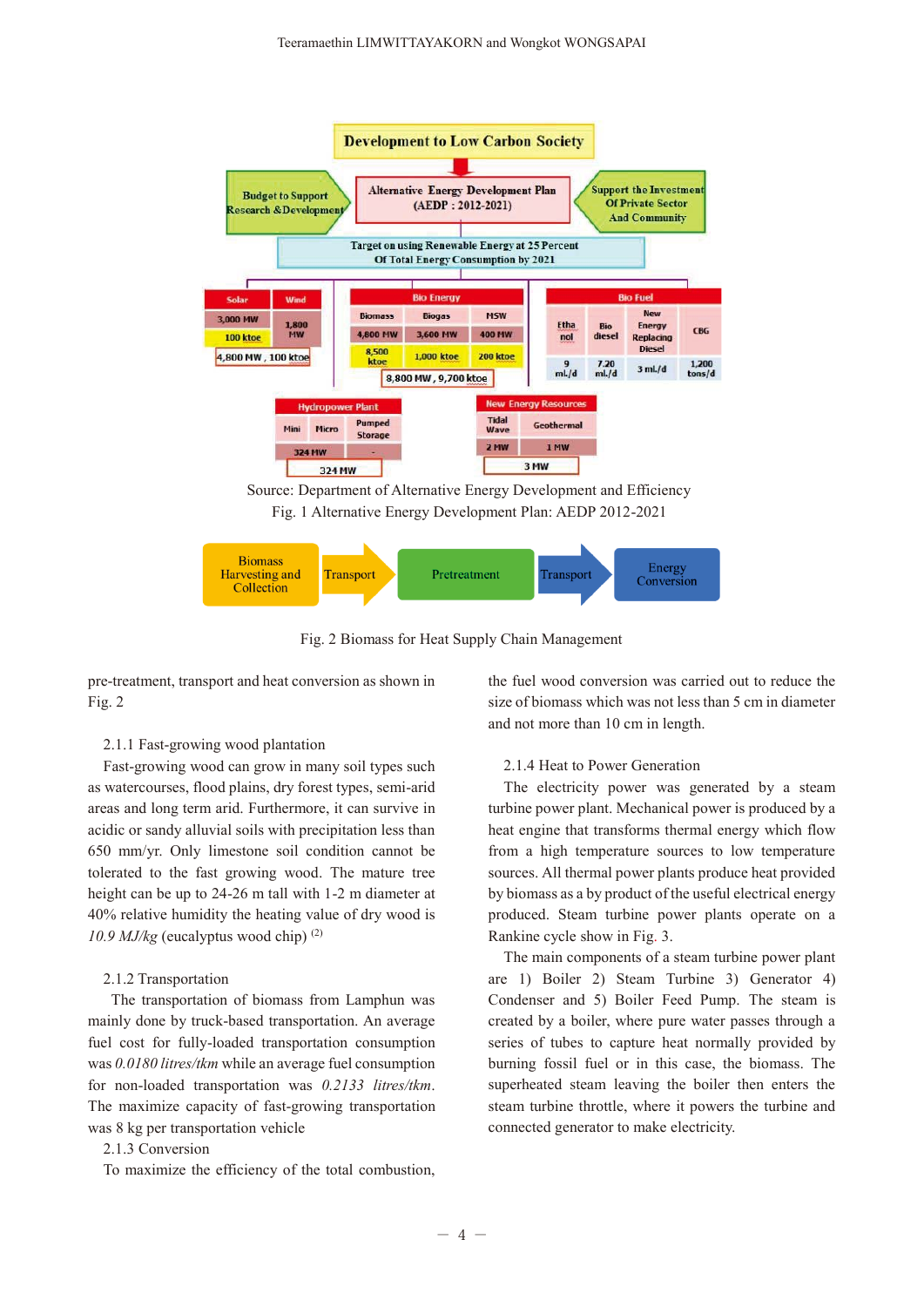Source: Department of Alternative Energy Development and Efficiency

Fig. 1 Alternative Energy Development Plan: AEDP 2012-2021

Fig. 2 Biomass for Heat Supply Chain Management

pre-treatment, transport and heat conversion as shown in Fig. 2

2.1.1 Fast-growing wood plantation

Fast-growing wood can grow in many soil types such as watercourses, flood plains, dry forest types, semi-arid areas and long term arid. Furthermore, it can survive in acidic or sandy alluvial soils with precipitation less than 650 mm/yr. Only limestone soil condition cannot be tolerated to the fast growing wood. The mature tree height can be up to 24-26 m tall with 1-2 m diameter at 40% relative humidity the heating value of dry wood is *10.9 MJ/kg* (eucalyptus wood chip) [2]

2.1.2 Transportation

The transportation of biomass from Lamphun was mainly done by truck-based transportation. An average fuel cost for fully-loaded transportation consumption was *0.0180 litres/tkm* while an average fuel consumption for non-loaded transportation was *0.2133 litres/tkm*. The maximize capacity of fast-growing transportation was 8 kg per transportation vehicle

2.1.3 Conversion

To maximize the efficiency of the total combustion, the fuel wood conversion was carried out to reduce the size of biomass which was not less than 5 cm in diameter and not more than 10 cm in length.

2.1.4 Heat to Power Generation

The electricity power was generated by a steam turbine power plant. Mechanical power is produced by a heat engine that transforms thermal energy which flow from a high temperature sources to low temperature sources. All thermal power plants produce heat provided by biomass as a by product of the useful electrical energy produced. Steam turbine power plants operate on a Rankine cycle show in Fig. 3.

The main components of a steam turbine power plant are 1) Boiler 2) Steam Turbine 3) Generator 4) Condenser and 5) Boiler Feed Pump. The steam is created by a boiler, where pure water passes through a series of tubes to capture heat normally provided by burning fossil fuel or in this case, the biomass. The superheated steam leaving the boiler then enters the steam turbine throttle, where it powers the turbine and connected generator to make electricity.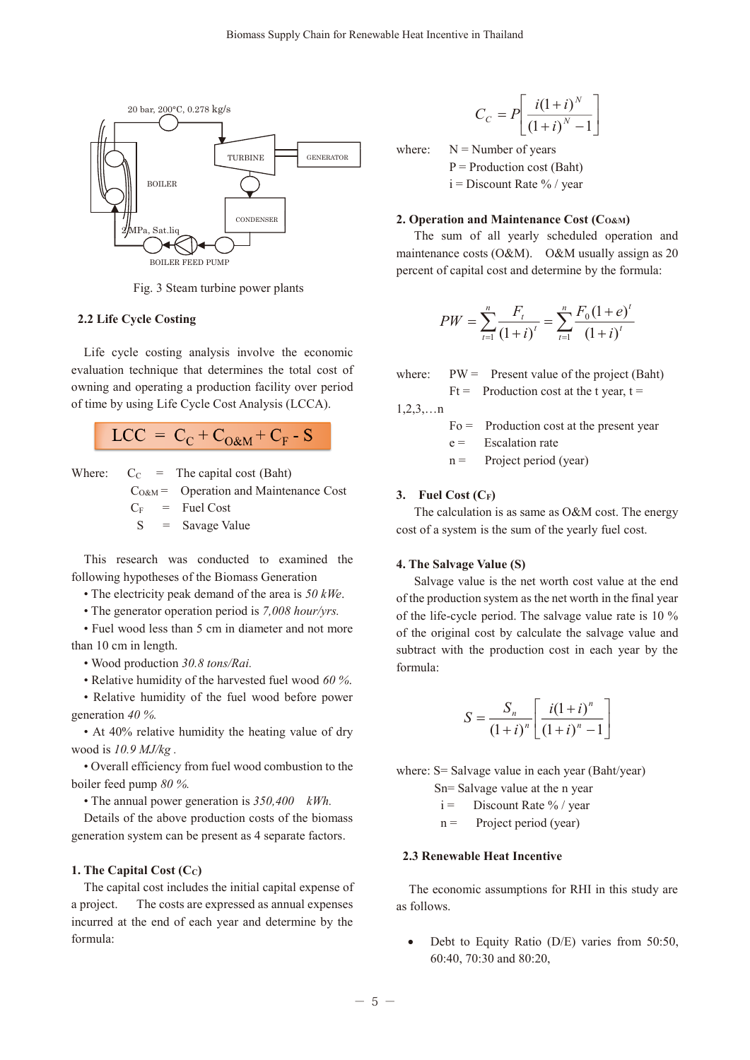Fig. 3 Steam turbine power plants

### 2.2 Life Cycle Costing

Life cycle costing analysis involve the economic evaluation technique that determines the total cost of owning and operating a production facility over period of time by using Life Cycle Cost Analysis (LCCA).

$$LCC = C_C + C_{O\&M} + C_F - S$$

Where:
- $C_C$ = The capital cost (Baht)
- $C_{O\&M}$ = Operation and Maintenance Cost
- $C_F$ = Fuel Cost
- S = Savage Value

This research was conducted to examined the following hypotheses of the Biomass Generation

- The electricity peak demand of the area is *50 kWe*.
- The generator operation period is *7,008 hour/yrs.*
- Fuel wood less than 5 cm in diameter and not more than 10 cm in length.
- Wood production *30.8 tons/Rai.*
- Relative humidity of the harvested fuel wood *60 %.*
- Relative humidity of the fuel wood before power generation *40 %.*
- At 40% relative humidity the heating value of dry wood is *10.9 MJ/kg .*
- Overall efficiency from fuel wood combustion to the boiler feed pump *80 %.*
- The annual power generation is *350,400 kWh.*

Details of the above production costs of the biomass generation system can be present as 4 separate factors.

**1. The Capital Cost ($C_C$)**

The capital cost includes the initial capital expense of a project. The costs are expressed as annual expenses incurred at the end of each year and determine by the formula:

$$C_C = P\left[\frac{i(1+i)^N}{(1+i)^N - 1}\right]$$

where:
- N = Number of years
- P = Production cost (Baht)
- i = Discount Rate % / year

**2. Operation and Maintenance Cost ($C_{O\&M}$)**

The sum of all yearly scheduled operation and maintenance costs (O&M). O&M usually assign as 20 percent of capital cost and determine by the formula:

$$PW = \sum_{t=1}^{n} \frac{F_t}{(1+i)^t} = \sum_{t=1}^{n} \frac{F_0(1+e)^t}{(1+i)^t}$$

where:
- PW = Present value of the project (Baht)
- Ft = Production cost at the t year, t = 1,2,3,…n
- Fo = Production cost at the present year
- e = Escalation rate
- n = Project period (year)

**3. Fuel Cost ($C_F$)**

The calculation is as same as O&M cost. The energy cost of a system is the sum of the yearly fuel cost.

**4. The Salvage Value (S)**

Salvage value is the net worth cost value at the end of the production system as the net worth in the final year of the life-cycle period. The salvage value rate is 10 % of the original cost by calculate the salvage value and subtract with the production cost in each year by the formula:

$$S = \frac{S_n}{(1+i)^n}\left[\frac{i(1+i)^n}{(1+i)^n - 1}\right]$$

where:
- S= Salvage value in each year (Baht/year)
- Sn= Salvage value at the n year
- i = Discount Rate % / year
- n = Project period (year)

### 2.3 Renewable Heat Incentive

The economic assumptions for RHI in this study are as follows.

- Debt to Equity Ratio (D/E) varies from 50:50, 60:40, 70:30 and 80:20,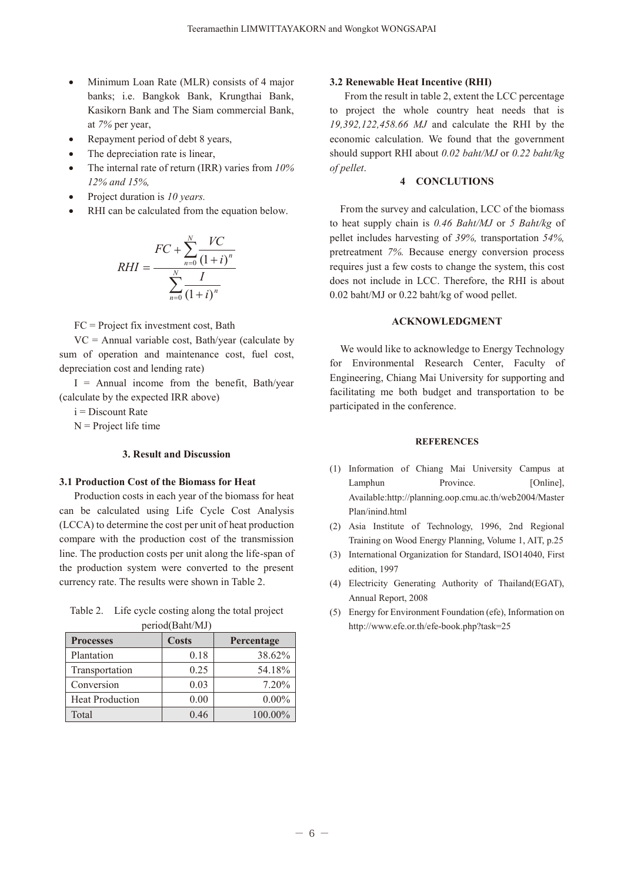- Minimum Loan Rate (MLR) consists of 4 major banks; i.e. Bangkok Bank, Krungthai Bank, Kasikorn Bank and The Siam commercial Bank, at *7%* per year,
- Repayment period of debt 8 years,
- The depreciation rate is linear,
- The internal rate of return (IRR) varies from *10% 12% and 15%,*
- Project duration is *10 years.*
- RHI can be calculated from the equation below.

$$RHI = \frac{FC + \sum_{n=0}^{N} \frac{VC}{(1+i)^n}}{\sum_{n=0}^{N} \frac{I}{(1+i)^n}}$$

FC = Project fix investment cost, Bath

VC = Annual variable cost, Bath/year (calculate by sum of operation and maintenance cost, fuel cost, depreciation cost and lending rate)

I = Annual income from the benefit, Bath/year (calculate by the expected IRR above)

i = Discount Rate

N = Project life time

## 3. Result and Discussion

### 3.1 Production Cost of the Biomass for Heat

Production costs in each year of the biomass for heat can be calculated using Life Cycle Cost Analysis (LCCA) to determine the cost per unit of heat production compare with the production cost of the transmission line. The production costs per unit along the life-span of the production system were converted to the present currency rate. The results were shown in Table 2.

Table 2. Life cycle costing along the total project period(Baht/MJ)

| Processes | Costs | Percentage |
|---|---|---|
| Plantation | 0.18 | 38.62% |
| Transportation | 0.25 | 54.18% |
| Conversion | 0.03 | 7.20% |
| Heat Production | 0.00 | 0.00% |
| Total | 0.46 | 100.00% |

### 3.2 Renewable Heat Incentive (RHI)

From the result in table 2, extent the LCC percentage to project the whole country heat needs that is *19,392,122,458.66 MJ* and calculate the RHI by the economic calculation. We found that the government should support RHI about *0.02 baht/MJ* or *0.22 baht/kg of pellet*.

## 4 CONCLUTIONS

From the survey and calculation, LCC of the biomass to heat supply chain is *0.46 Baht/MJ* or *5 Baht/kg* of pellet includes harvesting of *39%,* transportation *54%,* pretreatment *7%.* Because energy conversion process requires just a few costs to change the system, this cost does not include in LCC. Therefore, the RHI is about 0.02 baht/MJ or 0.22 baht/kg of wood pellet.

## ACKNOWLEDGMENT

We would like to acknowledge to Energy Technology for Environmental Research Center, Faculty of Engineering, Chiang Mai University for supporting and facilitating me both budget and transportation to be participated in the conference.

## REFERENCES

(1) Information of Chiang Mai University Campus at Lamphun Province. [Online], Available:http://planning.oop.cmu.ac.th/web2004/MasterPlan/inind.html

(2) Asia Institute of Technology, 1996, 2nd Regional Training on Wood Energy Planning, Volume 1, AIT, p.25

(3) International Organization for Standard, ISO14040, First edition, 1997

(4) Electricity Generating Authority of Thailand(EGAT), Annual Report, 2008

(5) Energy for Environment Foundation (efe), Information on http://www.efe.or.th/efe-book.php?task=25